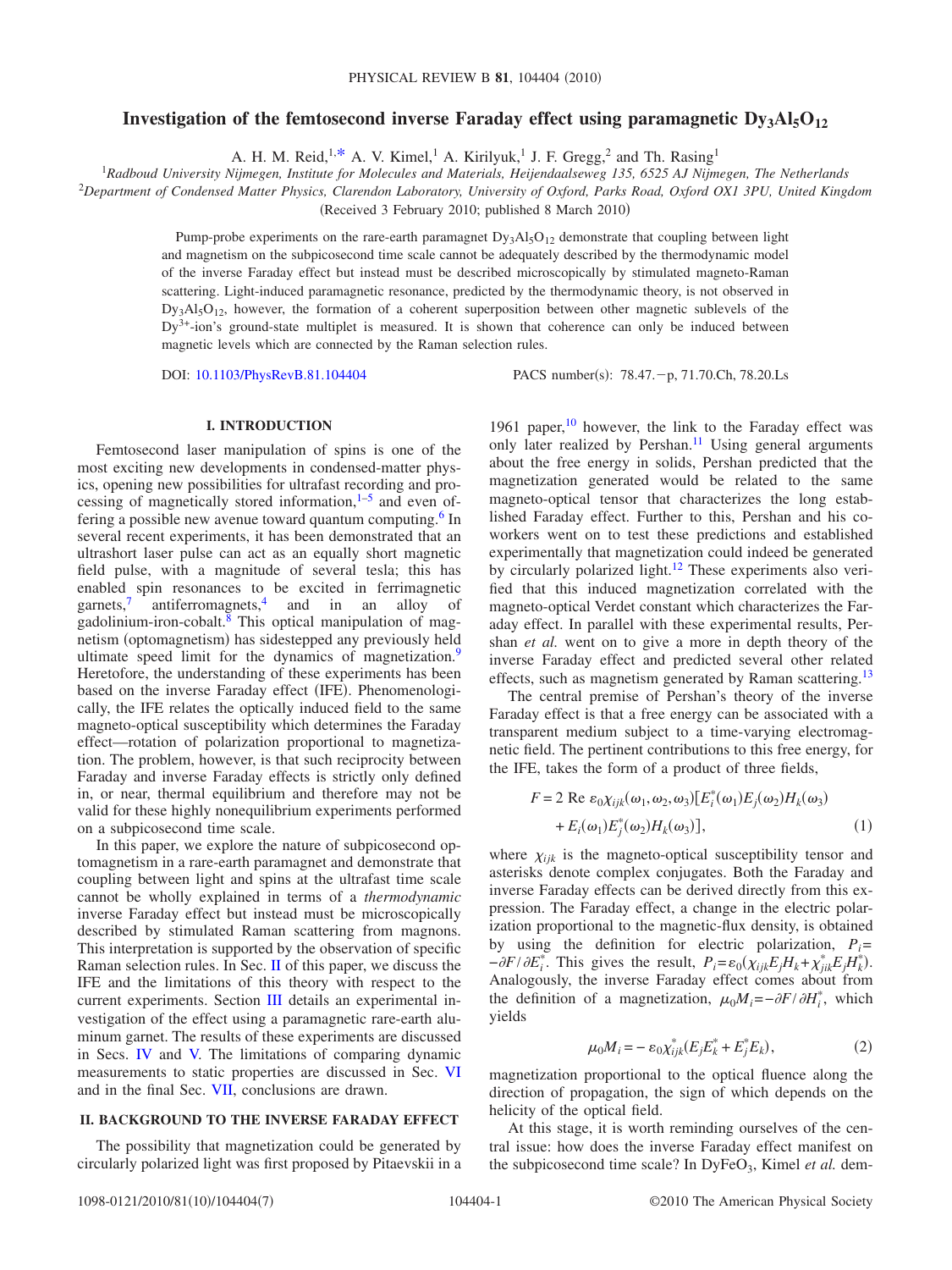# Investigation of the femtosecond inverse Faraday effect using paramagnetic $Dy_3Al_5O_{12}$

A. H. M. Reid,[1,*] A. V. Kimel,[1] A. Kirilyuk,[1] J. F. Gregg,[2] and Th. Rasing[1]

[1]*Radboud University Nijmegen, Institute for Molecules and Materials, Heijendaalseweg 135, 6525 AJ Nijmegen, The Netherlands*

[2]*Department of Condensed Matter Physics, Clarendon Laboratory, University of Oxford, Parks Road, Oxford OX1 3PU, United Kingdom*

(Received 3 February 2010; published 8 March 2010)

Pump-probe experiments on the rare-earth paramagnet $Dy_3Al_5O_{12}$ demonstrate that coupling between light and magnetism on the subpicosecond time scale cannot be adequately described by the thermodynamic model of the inverse Faraday effect but instead must be described microscopically by stimulated magneto-Raman scattering. Light-induced paramagnetic resonance, predicted by the thermodynamic theory, is not observed in $Dy_3Al_5O_{12}$, however, the formation of a coherent superposition between other magnetic sublevels of the $Dy^{3+}$-ion's ground-state multiplet is measured. It is shown that coherence can only be induced between magnetic levels which are connected by the Raman selection rules.

DOI: 10.1103/PhysRevB.81.104404 PACS number(s): 78.47.−p, 71.70.Ch, 78.20.Ls

## I. INTRODUCTION

Femtosecond laser manipulation of spins is one of the most exciting new developments in condensed-matter physics, opening new possibilities for ultrafast recording and processing of magnetically stored information,[1–5] and even offering a possible new avenue toward quantum computing.[6] In several recent experiments, it has been demonstrated that an ultrashort laser pulse can act as an equally short magnetic field pulse, with a magnitude of several tesla; this has enabled spin resonances to be excited in ferrimagnetic garnets,[7] antiferromagnets,[4] and in an alloy of gadolinium-iron-cobalt.[8] This optical manipulation of magnetism (optomagnetism) has sidestepped any previously held ultimate speed limit for the dynamics of magnetization.[9] Heretofore, the understanding of these experiments has been based on the inverse Faraday effect (IFE). Phenomenologically, the IFE relates the optically induced field to the same magneto-optical susceptibility which determines the Faraday effect—rotation of polarization proportional to magnetization. The problem, however, is that such reciprocity between Faraday and inverse Faraday effects is strictly only defined in, or near, thermal equilibrium and therefore may not be valid for these highly nonequilibrium experiments performed on a subpicosecond time scale.

In this paper, we explore the nature of subpicosecond optomagnetism in a rare-earth paramagnet and demonstrate that coupling between light and spins at the ultrafast time scale cannot be wholly explained in terms of a *thermodynamic* inverse Faraday effect but instead must be microscopically described by stimulated Raman scattering from magnons. This interpretation is supported by the observation of specific Raman selection rules. In Sec. II of this paper, we discuss the IFE and the limitations of this theory with respect to the current experiments. Section III details an experimental investigation of the effect using a paramagnetic rare-earth aluminum garnet. The results of these experiments are discussed in Secs. IV and V. The limitations of comparing dynamic measurements to static properties are discussed in Sec. VI and in the final Sec. VII, conclusions are drawn.

## II. BACKGROUND TO THE INVERSE FARADAY EFFECT

The possibility that magnetization could be generated by circularly polarized light was first proposed by Pitaevskii in a 1961 paper,[10] however, the link to the Faraday effect was only later realized by Pershan.[11] Using general arguments about the free energy in solids, Pershan predicted that the magnetization generated would be related to the same magneto-optical tensor that characterizes the long established Faraday effect. Further to this, Pershan and his coworkers went on to test these predictions and established experimentally that magnetization could indeed be generated by circularly polarized light.[12] These experiments also verified that this induced magnetization correlated with the magneto-optical Verdet constant which characterizes the Faraday effect. In parallel with these experimental results, Pershan *et al.* went on to give a more in depth theory of the inverse Faraday effect and predicted several other related effects, such as magnetism generated by Raman scattering.[13]

The central premise of Pershan's theory of the inverse Faraday effect is that a free energy can be associated with a transparent medium subject to a time-varying electromagnetic field. The pertinent contributions to this free energy, for the IFE, takes the form of a product of three fields,

$$F = 2\,\mathrm{Re}\,\varepsilon_0\chi_{ijk}(\omega_1,\omega_2,\omega_3)[E_i^*(\omega_1)E_j(\omega_2)H_k(\omega_3) + E_i(\omega_1)E_j^*(\omega_2)H_k(\omega_3)], \tag{1}$$

where $\chi_{ijk}$ is the magneto-optical susceptibility tensor and asterisks denote complex conjugates. Both the Faraday and inverse Faraday effects can be derived directly from this expression. The Faraday effect, a change in the electric polarization proportional to the magnetic-flux density, is obtained by using the definition for electric polarization, $P_i = -\partial F/\partial E_i^*$. This gives the result, $P_i = \varepsilon_0(\chi_{ijk}E_jH_k + \chi_{jik}^*E_jH_k^*)$. Analogously, the inverse Faraday effect comes about from the definition of a magnetization, $\mu_0 M_i = -\partial F/\partial H_i^*$, which yields

$$\mu_0 M_i = -\varepsilon_0\chi_{ijk}^*(E_jE_k^* + E_j^*E_k), \tag{2}$$

magnetization proportional to the optical fluence along the direction of propagation, the sign of which depends on the helicity of the optical field.

At this stage, it is worth reminding ourselves of the central issue: how does the inverse Faraday effect manifest on the subpicosecond time scale? In $DyFeO_3$, Kimel *et al.* dem-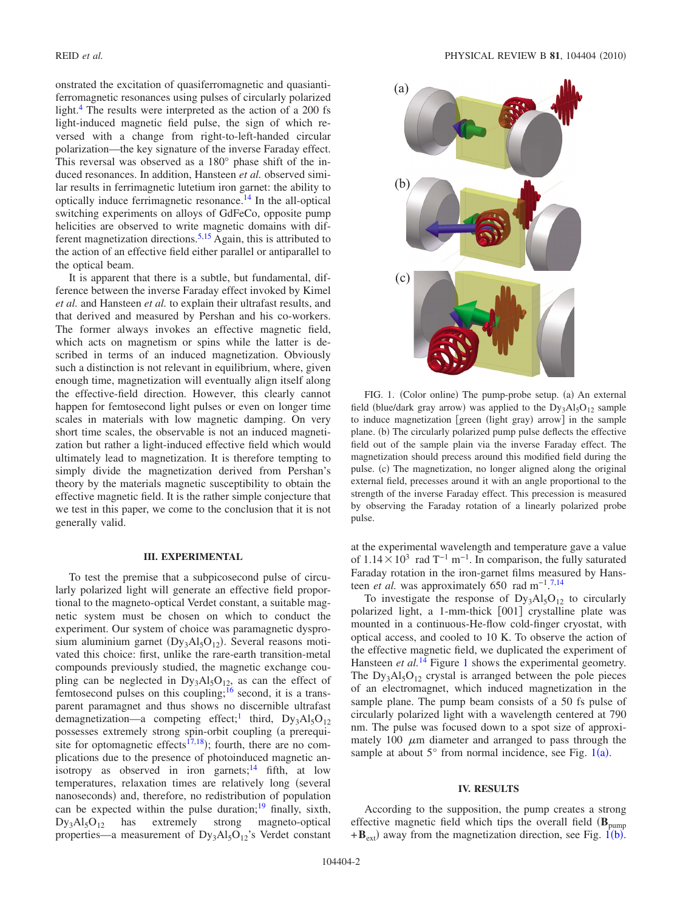onstrated the excitation of quasiferromagnetic and quasiantiferromagnetic resonances using pulses of circularly polarized light.[4] The results were interpreted as the action of a 200 fs light-induced magnetic field pulse, the sign of which reversed with a change from right-to-left-handed circular polarization—the key signature of the inverse Faraday effect. This reversal was observed as a 180° phase shift of the induced resonances. In addition, Hansteen *et al.* observed similar results in ferrimagnetic lutetium iron garnet: the ability to optically induce ferrimagnetic resonance.[14] In the all-optical switching experiments on alloys of GdFeCo, opposite pump helicities are observed to write magnetic domains with different magnetization directions.[5,15] Again, this is attributed to the action of an effective field either parallel or antiparallel to the optical beam.

It is apparent that there is a subtle, but fundamental, difference between the inverse Faraday effect invoked by Kimel *et al.* and Hansteen *et al.* to explain their ultrafast results, and that derived and measured by Pershan and his co-workers. The former always invokes an effective magnetic field, which acts on magnetism or spins while the latter is described in terms of an induced magnetization. Obviously such a distinction is not relevant in equilibrium, where, given enough time, magnetization will eventually align itself along the effective-field direction. However, this clearly cannot happen for femtosecond light pulses or even on longer time scales in materials with low magnetic damping. On very short time scales, the observable is not an induced magnetization but rather a light-induced effective field which would ultimately lead to magnetization. It is therefore tempting to simply divide the magnetization derived from Pershan's theory by the materials magnetic susceptibility to obtain the effective magnetic field. It is the rather simple conjecture that we test in this paper, we come to the conclusion that it is not generally valid.

## III. EXPERIMENTAL

To test the premise that a subpicosecond pulse of circularly polarized light will generate an effective field proportional to the magneto-optical Verdet constant, a suitable magnetic system must be chosen in order to conduct the experiment. Our system of choice was paramagnetic dysprosium aluminium garnet ($Dy_3Al_5O_{12}$). Several reasons motivated this choice: first, unlike the rare-earth transition-metal compounds previously studied, the exchange coupling can be neglected in $Dy_3Al_5O_{12}$, as can the effect of femtosecond pulses on this coupling;[16] second, it is a transparent paramagnet and thus shows no discernible ultrafast demagnetization—a competing effect;[1] third, $Dy_3Al_5O_{12}$ possesses extremely strong spin-orbit coupling (a prerequisite for optomagnetic effects[17,18]); fourth, there are no complications due to the presence of photoinduced magnetic anisotropy as observed in iron garnets;[14] fifth, at low temperatures, relaxation times are relatively long (several nanoseconds) and, therefore, no redistribution of population can be expected within the pulse duration;[19] finally, sixth, $Dy_3Al_5O_{12}$ has extremely strong magneto-optical properties—a measurement of $Dy_3Al_5O_{12}$'s Verdet constant at the experimental wavelength and temperature gave a value of $1.14\times10^3$ rad $T^{-1}$ $m^{-1}$. In comparison, the fully saturated Faraday rotation in the iron-garnet films measured by Hansteen *et al.* was approximately 650 rad $m^{-1}$.[7,14]

To investigate the response of $Dy_3Al_5O_{12}$ to circularly polarized light, a 1-mm-thick [001] crystalline plate was mounted in a continuous-He-flow cold-finger cryostat, with optical access, and cooled to 10 K. To observe the action of the effective magnetic field, we duplicated the experiment of Hansteen *et al.*[14] Figure 1 shows the experimental geometry. The $Dy_3Al_5O_{12}$ crystal is arranged between the pole pieces of an electromagnet, which induced magnetization in the sample plane. The pump beam consists of a 50 fs pulse of circularly polarized light with a wavelength centered at 790 nm. The pulse was focused down to a spot size of approximately 100 $\mu$m diameter and arranged to pass through the sample at about 5° from normal incidence, see Fig. 1(a).

FIG. 1. (Color online) The pump-probe setup. (a) An external field (blue/dark gray arrow) was applied to the $Dy_3Al_5O_{12}$ sample to induce magnetization [green (light gray) arrow] in the sample plane. (b) The circularly polarized pump pulse deflects the effective field out of the sample plain via the inverse Faraday effect. The magnetization should precess around this modified field during the pulse. (c) The magnetization, no longer aligned along the original external field, precesses around it with an angle proportional to the strength of the inverse Faraday effect. This precession is measured by observing the Faraday rotation of a linearly polarized probe pulse.

## IV. RESULTS

According to the supposition, the pump creates a strong effective magnetic field which tips the overall field ($\mathbf{B}_{pump}+\mathbf{B}_{ext}$) away from the magnetization direction, see Fig. 1(b).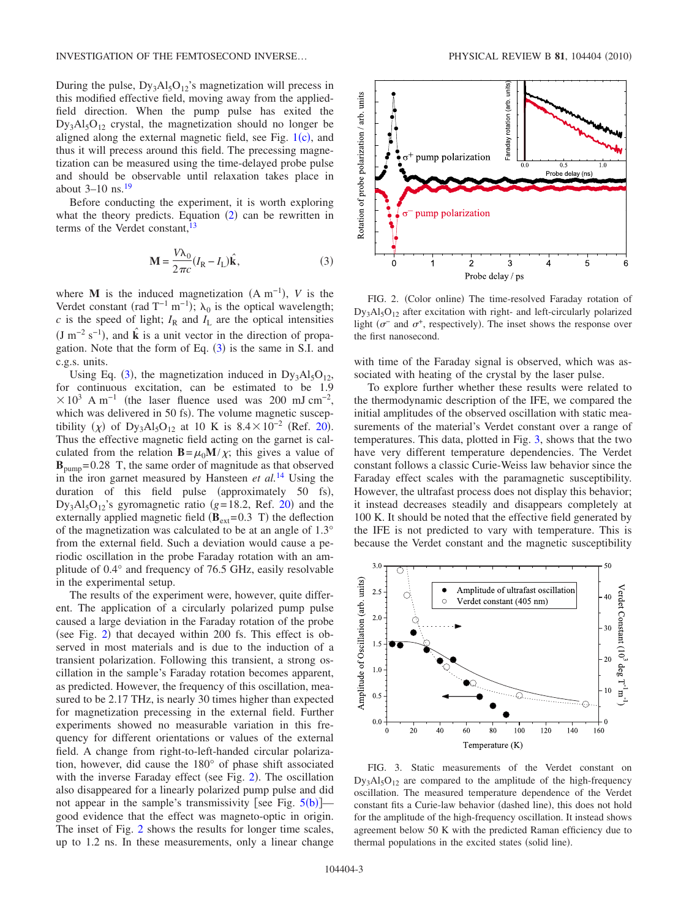During the pulse, $Dy_3Al_5O_{12}$'s magnetization will precess in this modified effective field, moving away from the applied-field direction. When the pump pulse has exited the $Dy_3Al_5O_{12}$ crystal, the magnetization should no longer be aligned along the external magnetic field, see Fig. 1(c), and thus it will precess around this field. The precessing magnetization can be measured using the time-delayed probe pulse and should be observable until relaxation takes place in about 3–10 ns.[19]

Before conducting the experiment, it is worth exploring what the theory predicts. Equation (2) can be rewritten in terms of the Verdet constant,[13]

$$\mathbf{M} = \frac{V\lambda_0}{2\pi c}(I_R - I_L)\hat{\mathbf{k}}, \tag{3}$$

where $\mathbf{M}$ is the induced magnetization (A m$^{-1}$), $V$ is the Verdet constant (rad T$^{-1}$ m$^{-1}$); $\lambda_0$ is the optical wavelength; $c$ is the speed of light; $I_R$ and $I_L$ are the optical intensities (J m$^{-2}$ s$^{-1}$), and $\hat{\mathbf{k}}$ is a unit vector in the direction of propagation. Note that the form of Eq. (3) is the same in S.I. and c.g.s. units.

Using Eq. (3), the magnetization induced in $Dy_3Al_5O_{12}$, for continuous excitation, can be estimated to be $1.9 \times 10^3$ A m$^{-1}$ (the laser fluence used was 200 mJ cm$^{-2}$, which was delivered in 50 fs). The volume magnetic susceptibility ($\chi$) of $Dy_3Al_5O_{12}$ at 10 K is $8.4 \times 10^{-2}$ (Ref. 20). Thus the effective magnetic field acting on the garnet is calculated from the relation $\mathbf{B} = \mu_0 \mathbf{M}/\chi$; this gives a value of $\mathbf{B}_{pump} = 0.28$ T, the same order of magnitude as that observed in the iron garnet measured by Hansteen *et al.*[14] Using the duration of this field pulse (approximately 50 fs), $Dy_3Al_5O_{12}$'s gyromagnetic ratio ($g = 18.2$, Ref. 20) and the externally applied magnetic field ($\mathbf{B}_{ext} = 0.3$ T) the deflection of the magnetization was calculated to be at an angle of 1.3° from the external field. Such a deviation would cause a periodic oscillation in the probe Faraday rotation with an amplitude of 0.4° and frequency of 76.5 GHz, easily resolvable in the experimental setup.

The results of the experiment were, however, quite different. The application of a circularly polarized pump pulse caused a large deviation in the Faraday rotation of the probe (see Fig. 2) that decayed within 200 fs. This effect is observed in most materials and is due to the induction of a transient polarization. Following this transient, a strong oscillation in the sample's Faraday rotation becomes apparent, as predicted. However, the frequency of this oscillation, measured to be 2.17 THz, is nearly 30 times higher than expected for magnetization precessing in the external field. Further experiments showed no measurable variation in this frequency for different orientations or values of the external field. A change from right-to-left-handed circular polarization, however, did cause the 180° of phase shift associated with the inverse Faraday effect (see Fig. 2). The oscillation also disappeared for a linearly polarized pump pulse and did not appear in the sample's transmissivity [see Fig. 5(b)]—good evidence that the effect was magneto-optic in origin. The inset of Fig. 2 shows the results for longer time scales, up to 1.2 ns. In these measurements, only a linear change with time of the Faraday signal is observed, which was associated with heating of the crystal by the laser pulse.

FIG. 2. (Color online) The time-resolved Faraday rotation of $Dy_3Al_5O_{12}$ after excitation with right- and left-circularly polarized light ($\sigma^-$ and $\sigma^+$, respectively). The inset shows the response over the first nanosecond.

To explore further whether these results were related to the thermodynamic description of the IFE, we compared the initial amplitudes of the observed oscillation with static measurements of the material's Verdet constant over a range of temperatures. This data, plotted in Fig. 3, shows that the two have very different temperature dependencies. The Verdet constant follows a classic Curie-Weiss law behavior since the Faraday effect scales with the paramagnetic susceptibility. However, the ultrafast process does not display this behavior; it instead decreases steadily and disappears completely at 100 K. It should be noted that the effective field generated by the IFE is not predicted to vary with temperature. This is because the Verdet constant and the magnetic susceptibility

FIG. 3. Static measurements of the Verdet constant on $Dy_3Al_5O_{12}$ are compared to the amplitude of the high-frequency oscillation. The measured temperature dependence of the Verdet constant fits a Curie-law behavior (dashed line), this does not hold for the amplitude of the high-frequency oscillation. It instead shows agreement below 50 K with the predicted Raman efficiency due to thermal populations in the excited states (solid line).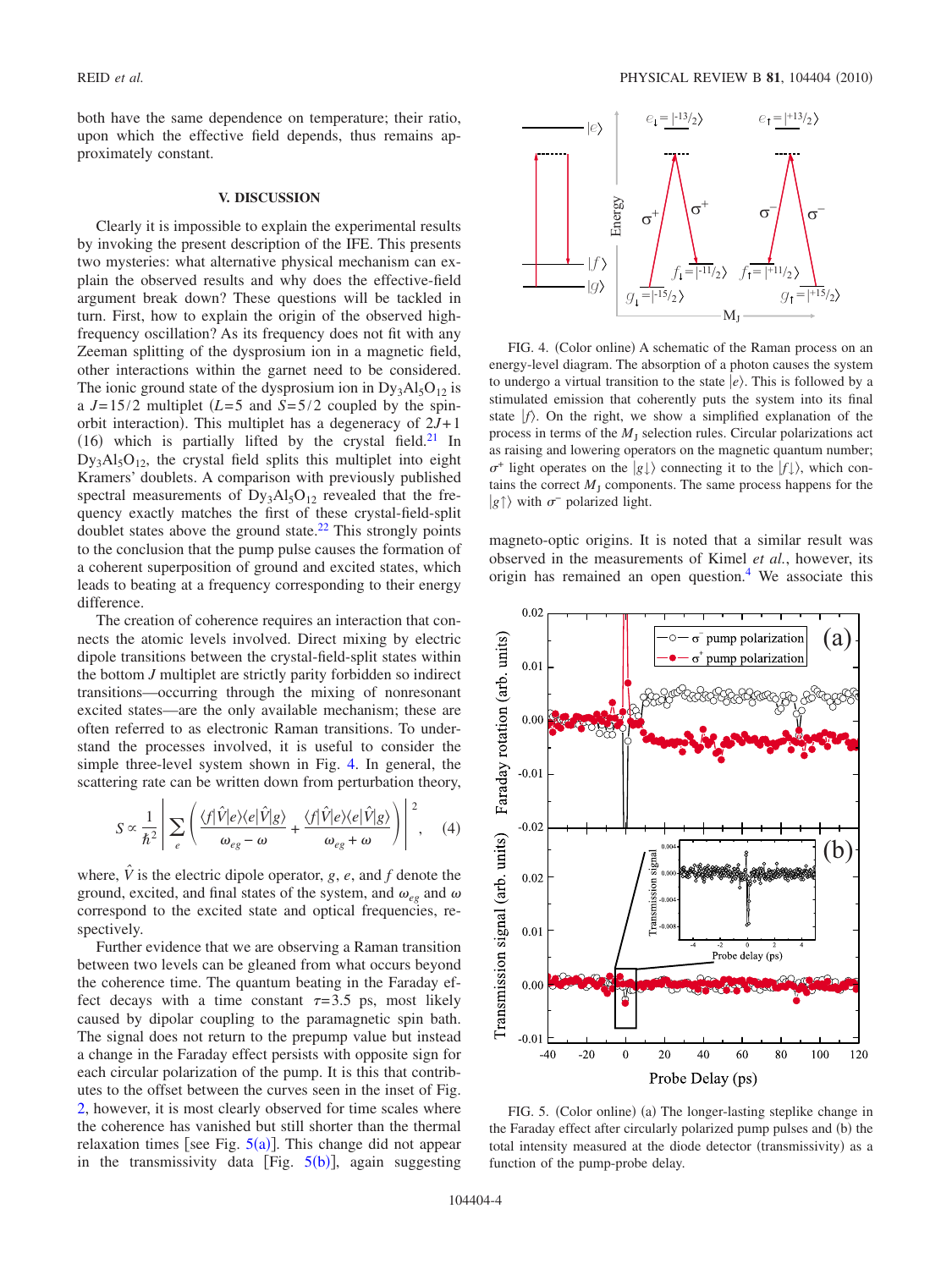both have the same dependence on temperature; their ratio, upon which the effective field depends, thus remains approximately constant.

## V. DISCUSSION

Clearly it is impossible to explain the experimental results by invoking the present description of the IFE. This presents two mysteries: what alternative physical mechanism can explain the observed results and why does the effective-field argument break down? These questions will be tackled in turn. First, how to explain the origin of the observed high-frequency oscillation? As its frequency does not fit with any Zeeman splitting of the dysprosium ion in a magnetic field, other interactions within the garnet need to be considered. The ionic ground state of the dysprosium ion in $Dy_3Al_5O_{12}$ is a $J=15/2$ multiplet ($L=5$ and $S=5/2$ coupled by the spin-orbit interaction). This multiplet has a degeneracy of $2J+1$ (16) which is partially lifted by the crystal field.[21] In $Dy_3Al_5O_{12}$, the crystal field splits this multiplet into eight Kramers' doublets. A comparison with previously published spectral measurements of $Dy_3Al_5O_{12}$ revealed that the frequency exactly matches the first of these crystal-field-split doublet states above the ground state.[22] This strongly points to the conclusion that the pump pulse causes the formation of a coherent superposition of ground and excited states, which leads to beating at a frequency corresponding to their energy difference.

The creation of coherence requires an interaction that connects the atomic levels involved. Direct mixing by electric dipole transitions between the crystal-field-split states within the bottom $J$ multiplet are strictly parity forbidden so indirect transitions—occurring through the mixing of nonresonant excited states—are the only available mechanism; these are often referred to as electronic Raman transitions. To understand the processes involved, it is useful to consider the simple three-level system shown in Fig. 4. In general, the scattering rate can be written down from perturbation theory,

$$S \propto \frac{1}{\hbar^2}\left|\sum_e \left(\frac{\langle f|\hat{V}|e\rangle\langle e|\hat{V}|g\rangle}{\omega_{eg}-\omega}+\frac{\langle f|\hat{V}|e\rangle\langle e|\hat{V}|g\rangle}{\omega_{eg}+\omega}\right)\right|^2, \quad (4)$$

where, $\hat{V}$ is the electric dipole operator, $g$, $e$, and $f$ denote the ground, excited, and final states of the system, and $\omega_{eg}$ and $\omega$ correspond to the excited state and optical frequencies, respectively.

Further evidence that we are observing a Raman transition between two levels can be gleaned from what occurs beyond the coherence time. The quantum beating in the Faraday effect decays with a time constant $\tau=3.5$ ps, most likely caused by dipolar coupling to the paramagnetic spin bath. The signal does not return to the prepump value but instead a change in the Faraday effect persists with opposite sign for each circular polarization of the pump. It is this that contributes to the offset between the curves seen in the inset of Fig. 2, however, it is most clearly observed for time scales where the coherence has vanished but still shorter than the thermal relaxation times [see Fig. 5(a)]. This change did not appear in the transmissivity data [Fig. 5(b)], again suggesting magneto-optic origins. It is noted that a similar result was observed in the measurements of Kimel *et al.*, however, its origin has remained an open question.[4] We associate this

FIG. 4. (Color online) A schematic of the Raman process on an energy-level diagram. The absorption of a photon causes the system to undergo a virtual transition to the state $|e\rangle$. This is followed by a stimulated emission that coherently puts the system into its final state $|f\rangle$. On the right, we show a simplified explanation of the process in terms of the $M_J$ selection rules. Circular polarizations act as raising and lowering operators on the magnetic quantum number; $\sigma^+$ light operates on the $|g\downarrow\rangle$ connecting it to the $|f\downarrow\rangle$, which contains the correct $M_J$ components. The same process happens for the $|g\uparrow\rangle$ with $\sigma^-$ polarized light.

FIG. 5. (Color online) (a) The longer-lasting steplike change in the Faraday effect after circularly polarized pump pulses and (b) the total intensity measured at the diode detector (transmissivity) as a function of the pump-probe delay.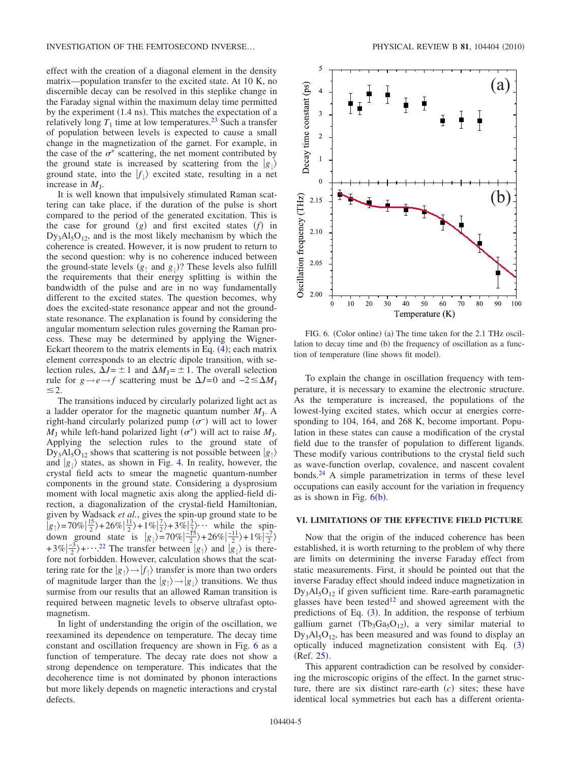effect with the creation of a diagonal element in the density matrix—population transfer to the excited state. At 10 K, no discernible decay can be resolved in this steplike change in the Faraday signal within the maximum delay time permitted by the experiment (1.4 ns). This matches the expectation of a relatively long $T_1$ time at low temperatures.[23] Such a transfer of population between levels is expected to cause a small change in the magnetization of the garnet. For example, in the case of the $\sigma^+$ scattering, the net moment contributed by the ground state is increased by scattering from the $|g_\downarrow\rangle$ ground state, into the $|f_\downarrow\rangle$ excited state, resulting in a net increase in $M_J$.

It is well known that impulsively stimulated Raman scattering can take place, if the duration of the pulse is short compared to the period of the generated excitation. This is the case for ground ($g$) and first excited states ($f$) in $Dy_3Al_5O_{12}$, and is the most likely mechanism by which the coherence is created. However, it is now prudent to return to the second question: why is no coherence induced between the ground-state levels ($g_\uparrow$ and $g_\downarrow$)? These levels also fulfill the requirements that their energy splitting is within the bandwidth of the pulse and are in no way fundamentally different to the excited states. The question becomes, why does the excited-state resonance appear and not the ground-state resonance. The explanation is found by considering the angular momentum selection rules governing the Raman process. These may be determined by applying the Wigner-Eckart theorem to the matrix elements in Eq. (4); each matrix element corresponds to an electric dipole transition, with selection rules, $\Delta J = \pm 1$ and $\Delta M_J = \pm 1$. The overall selection rule for $g \to e \to f$ scattering must be $\Delta J = 0$ and $-2 \leq \Delta M_J \leq 2$.

The transitions induced by circularly polarized light act as a ladder operator for the magnetic quantum number $M_J$. A right-hand circularly polarized pump ($\sigma^-$) will act to lower $M_J$ while left-hand polarized light ($\sigma^+$) will act to raise $M_J$. Applying the selection rules to the ground state of $Dy_3Al_5O_{12}$ shows that scattering is not possible between $|g_\uparrow\rangle$ and $|g_\downarrow\rangle$ states, as shown in Fig. 4. In reality, however, the crystal field acts to smear the magnetic quantum-number components in the ground state. Considering a dysprosium moment with local magnetic axis along the applied-field direction, a diagonalization of the crystal-field Hamiltonian, given by Wadsack *et al.*, gives the spin-up ground state to be $|g_\uparrow\rangle = 70\%|\frac{15}{2}\rangle + 26\%|\frac{11}{2}\rangle + 1\%|\frac{7}{2}\rangle + 3\%|\frac{3}{2}\rangle \cdots$ while the spin-down ground state is $|g_\downarrow\rangle = 70\%|\frac{-15}{2}\rangle + 26\%|\frac{-11}{2}\rangle + 1\%|\frac{-7}{2}\rangle + 3\%|\frac{-3}{2}\rangle + \cdots$.[22] The transfer between $|g_\uparrow\rangle$ and $|g_\downarrow\rangle$ is therefore not forbidden. However, calculation shows that the scattering rate for the $|g_\uparrow\rangle \to |f_\uparrow\rangle$ transfer is more than two orders of magnitude larger than the $|g_\uparrow\rangle \to |g_\downarrow\rangle$ transitions. We thus surmise from our results that an allowed Raman transition is required between magnetic levels to observe ultrafast optomagnetism.

In light of understanding the origin of the oscillation, we reexamined its dependence on temperature. The decay time constant and oscillation frequency are shown in Fig. 6 as a function of temperature. The decay rate does not show a strong dependence on temperature. This indicates that the decoherence time is not dominated by phonon interactions but more likely depends on magnetic interactions and crystal defects.

FIG. 6. (Color online) (a) The time taken for the 2.1 THz oscillation to decay time and (b) the frequency of oscillation as a function of temperature (line shows fit model).

To explain the change in oscillation frequency with temperature, it is necessary to examine the electronic structure. As the temperature is increased, the populations of the lowest-lying excited states, which occur at energies corresponding to 104, 164, and 268 K, become important. Population in these states can cause a modification of the crystal field due to the transfer of population to different ligands. These modify various contributions to the crystal field such as wave-function overlap, covalence, and nascent covalent bonds.[24] A simple parametrization in terms of these level occupations can easily account for the variation in frequency as is shown in Fig. 6(b).

## VI. LIMITATIONS OF THE EFFECTIVE FIELD PICTURE

Now that the origin of the induced coherence has been established, it is worth returning to the problem of why there are limits on determining the inverse Faraday effect from static measurements. First, it should be pointed out that the inverse Faraday effect should indeed induce magnetization in $Dy_3Al_5O_{12}$ if given sufficient time. Rare-earth paramagnetic glasses have been tested[12] and showed agreement with the predictions of Eq. (3). In addition, the response of terbium gallium garnet ($Tb_3Ga_5O_{12}$), a very similar material to $Dy_3Al_5O_{12}$, has been measured and was found to display an optically induced magnetization consistent with Eq. (3) (Ref. 25).

This apparent contradiction can be resolved by considering the microscopic origins of the effect. In the garnet structure, there are six distinct rare-earth ($c$) sites; these have identical local symmetries but each has a different orienta-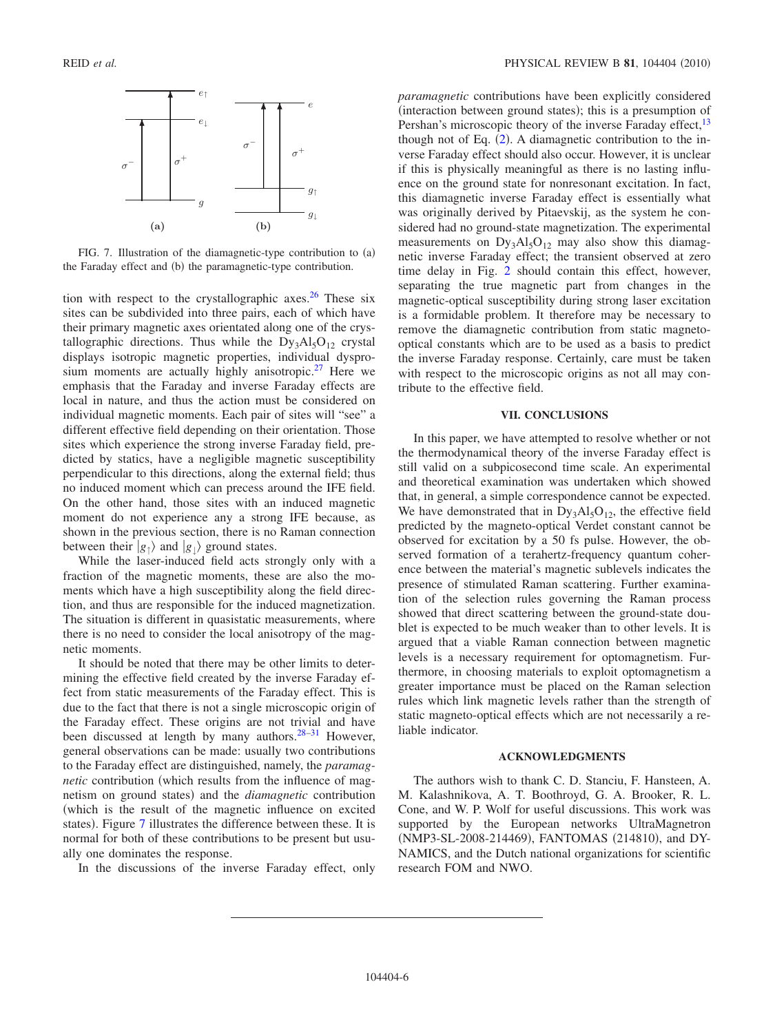FIG. 7. Illustration of the diamagnetic-type contribution to (a) the Faraday effect and (b) the paramagnetic-type contribution.

tion with respect to the crystallographic axes.[26] These six sites can be subdivided into three pairs, each of which have their primary magnetic axes orientated along one of the crystallographic directions. Thus while the $Dy_3Al_5O_{12}$ crystal displays isotropic magnetic properties, individual dysprosium moments are actually highly anisotropic.[27] Here we emphasis that the Faraday and inverse Faraday effects are local in nature, and thus the action must be considered on individual magnetic moments. Each pair of sites will "see" a different effective field depending on their orientation. Those sites which experience the strong inverse Faraday field, predicted by statics, have a negligible magnetic susceptibility perpendicular to this directions, along the external field; thus no induced moment which can precess around the IFE field. On the other hand, those sites with an induced magnetic moment do not experience any a strong IFE because, as shown in the previous section, there is no Raman connection between their $|g_\uparrow\rangle$ and $|g_\downarrow\rangle$ ground states.

While the laser-induced field acts strongly only with a fraction of the magnetic moments, these are also the moments which have a high susceptibility along the field direction, and thus are responsible for the induced magnetization. The situation is different in quasistatic measurements, where there is no need to consider the local anisotropy of the magnetic moments.

It should be noted that there may be other limits to determining the effective field created by the inverse Faraday effect from static measurements of the Faraday effect. This is due to the fact that there is not a single microscopic origin of the Faraday effect. These origins are not trivial and have been discussed at length by many authors.[28–31] However, general observations can be made: usually two contributions to the Faraday effect are distinguished, namely, the *paramagnetic* contribution (which results from the influence of magnetism on ground states) and the *diamagnetic* contribution (which is the result of the magnetic influence on excited states). Figure 7 illustrates the difference between these. It is normal for both of these contributions to be present but usually one dominates the response.

In the discussions of the inverse Faraday effect, only *paramagnetic* contributions have been explicitly considered (interaction between ground states); this is a presumption of Pershan's microscopic theory of the inverse Faraday effect,[13] though not of Eq. (2). A diamagnetic contribution to the inverse Faraday effect should also occur. However, it is unclear if this is physically meaningful as there is no lasting influence on the ground state for nonresonant excitation. In fact, this diamagnetic inverse Faraday effect is essentially what was originally derived by Pitaevskij, as the system he considered had no ground-state magnetization. The experimental measurements on $Dy_3Al_5O_{12}$ may also show this diamagnetic inverse Faraday effect; the transient observed at zero time delay in Fig. 2 should contain this effect, however, separating the true magnetic part from changes in the magnetic-optical susceptibility during strong laser excitation is a formidable problem. It therefore may be necessary to remove the diamagnetic contribution from static magneto-optical constants which are to be used as a basis to predict the inverse Faraday response. Certainly, care must be taken with respect to the microscopic origins as not all may contribute to the effective field.

## VII. CONCLUSIONS

In this paper, we have attempted to resolve whether or not the thermodynamical theory of the inverse Faraday effect is still valid on a subpicosecond time scale. An experimental and theoretical examination was undertaken which showed that, in general, a simple correspondence cannot be expected. We have demonstrated that in $Dy_3Al_5O_{12}$, the effective field predicted by the magneto-optical Verdet constant cannot be observed for excitation by a 50 fs pulse. However, the observed formation of a terahertz-frequency quantum coherence between the material's magnetic sublevels indicates the presence of stimulated Raman scattering. Further examination of the selection rules governing the Raman process showed that direct scattering between the ground-state doublet is expected to be much weaker than to other levels. It is argued that a viable Raman connection between magnetic levels is a necessary requirement for optomagnetism. Furthermore, in choosing materials to exploit optomagnetism a greater importance must be placed on the Raman selection rules which link magnetic levels rather than the strength of static magneto-optical effects which are not necessarily a reliable indicator.

## ACKNOWLEDGMENTS

The authors wish to thank C. D. Stanciu, F. Hansteen, A. M. Kalashnikova, A. T. Boothroyd, G. A. Brooker, R. L. Cone, and W. P. Wolf for useful discussions. This work was supported by the European networks UltraMagnetron (NMP3-SL-2008-214469), FANTOMAS (214810), and DYNAMICS, and the Dutch national organizations for scientific research FOM and NWO.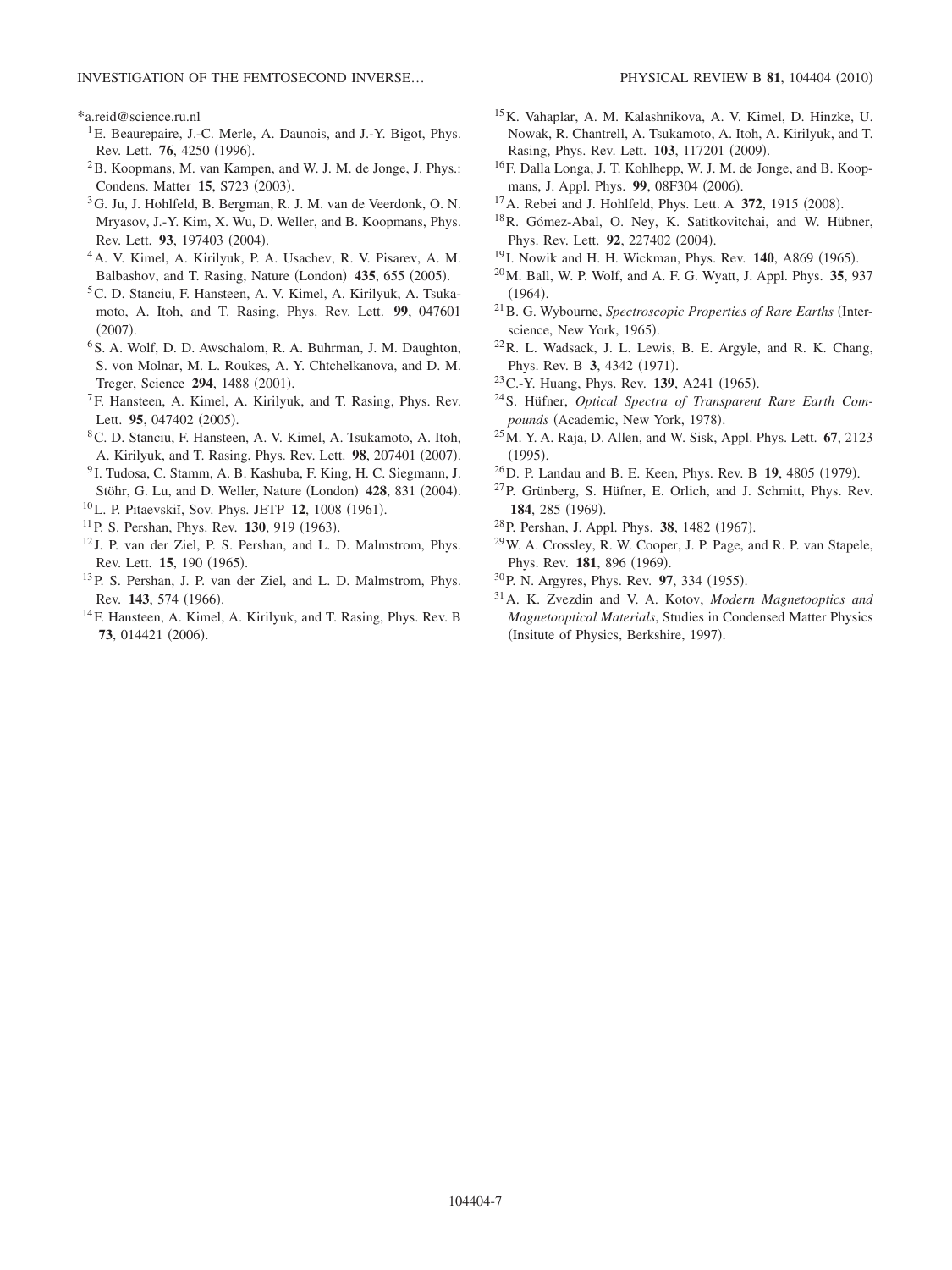*a.reid@science.ru.nl

[1] E. Beaurepaire, J.-C. Merle, A. Daunois, and J.-Y. Bigot, Phys. Rev. Lett. **76**, 4250 (1996).

[2] B. Koopmans, M. van Kampen, and W. J. M. de Jonge, J. Phys.: Condens. Matter **15**, S723 (2003).

[3] G. Ju, J. Hohlfeld, B. Bergman, R. J. M. van de Veerdonk, O. N. Mryasov, J.-Y. Kim, X. Wu, D. Weller, and B. Koopmans, Phys. Rev. Lett. **93**, 197403 (2004).

[4] A. V. Kimel, A. Kirilyuk, P. A. Usachev, R. V. Pisarev, A. M. Balbashov, and T. Rasing, Nature (London) **435**, 655 (2005).

[5] C. D. Stanciu, F. Hansteen, A. V. Kimel, A. Kirilyuk, A. Tsukamoto, A. Itoh, and T. Rasing, Phys. Rev. Lett. **99**, 047601 (2007).

[6] S. A. Wolf, D. D. Awschalom, R. A. Buhrman, J. M. Daughton, S. von Molnar, M. L. Roukes, A. Y. Chtchelkanova, and D. M. Treger, Science **294**, 1488 (2001).

[7] F. Hansteen, A. Kimel, A. Kirilyuk, and T. Rasing, Phys. Rev. Lett. **95**, 047402 (2005).

[8] C. D. Stanciu, F. Hansteen, A. V. Kimel, A. Tsukamoto, A. Itoh, A. Kirilyuk, and T. Rasing, Phys. Rev. Lett. **98**, 207401 (2007).

[9] I. Tudosa, C. Stamm, A. B. Kashuba, F. King, H. C. Siegmann, J. Stöhr, G. Lu, and D. Weller, Nature (London) **428**, 831 (2004).

[10] L. P. Pitaevskiĭ, Sov. Phys. JETP **12**, 1008 (1961).

[11] P. S. Pershan, Phys. Rev. **130**, 919 (1963).

[12] J. P. van der Ziel, P. S. Pershan, and L. D. Malmstrom, Phys. Rev. Lett. **15**, 190 (1965).

[13] P. S. Pershan, J. P. van der Ziel, and L. D. Malmstrom, Phys. Rev. **143**, 574 (1966).

[14] F. Hansteen, A. Kimel, A. Kirilyuk, and T. Rasing, Phys. Rev. B **73**, 014421 (2006).

[15] K. Vahaplar, A. M. Kalashnikova, A. V. Kimel, D. Hinzke, U. Nowak, R. Chantrell, A. Tsukamoto, A. Itoh, A. Kirilyuk, and T. Rasing, Phys. Rev. Lett. **103**, 117201 (2009).

[16] F. Dalla Longa, J. T. Kohlhepp, W. J. M. de Jonge, and B. Koopmans, J. Appl. Phys. **99**, 08F304 (2006).

[17] A. Rebei and J. Hohlfeld, Phys. Lett. A **372**, 1915 (2008).

[18] R. Gómez-Abal, O. Ney, K. Satitkovitchai, and W. Hübner, Phys. Rev. Lett. **92**, 227402 (2004).

[19] I. Nowik and H. H. Wickman, Phys. Rev. **140**, A869 (1965).

[20] M. Ball, W. P. Wolf, and A. F. G. Wyatt, J. Appl. Phys. **35**, 937 (1964).

[21] B. G. Wybourne, *Spectroscopic Properties of Rare Earths* (Interscience, New York, 1965).

[22] R. L. Wadsack, J. L. Lewis, B. E. Argyle, and R. K. Chang, Phys. Rev. B **3**, 4342 (1971).

[23] C.-Y. Huang, Phys. Rev. **139**, A241 (1965).

[24] S. Hüfner, *Optical Spectra of Transparent Rare Earth Compounds* (Academic, New York, 1978).

[25] M. Y. A. Raja, D. Allen, and W. Sisk, Appl. Phys. Lett. **67**, 2123 (1995).

[26] D. P. Landau and B. E. Keen, Phys. Rev. B **19**, 4805 (1979).

[27] P. Grünberg, S. Hüfner, E. Orlich, and J. Schmitt, Phys. Rev. **184**, 285 (1969).

[28] P. Pershan, J. Appl. Phys. **38**, 1482 (1967).

[29] W. A. Crossley, R. W. Cooper, J. P. Page, and R. P. van Stapele, Phys. Rev. **181**, 896 (1969).

[30] P. N. Argyres, Phys. Rev. **97**, 334 (1955).

[31] A. K. Zvezdin and V. A. Kotov, *Modern Magnetooptics and Magnetooptical Materials*, Studies in Condensed Matter Physics (Insitute of Physics, Berkshire, 1997).